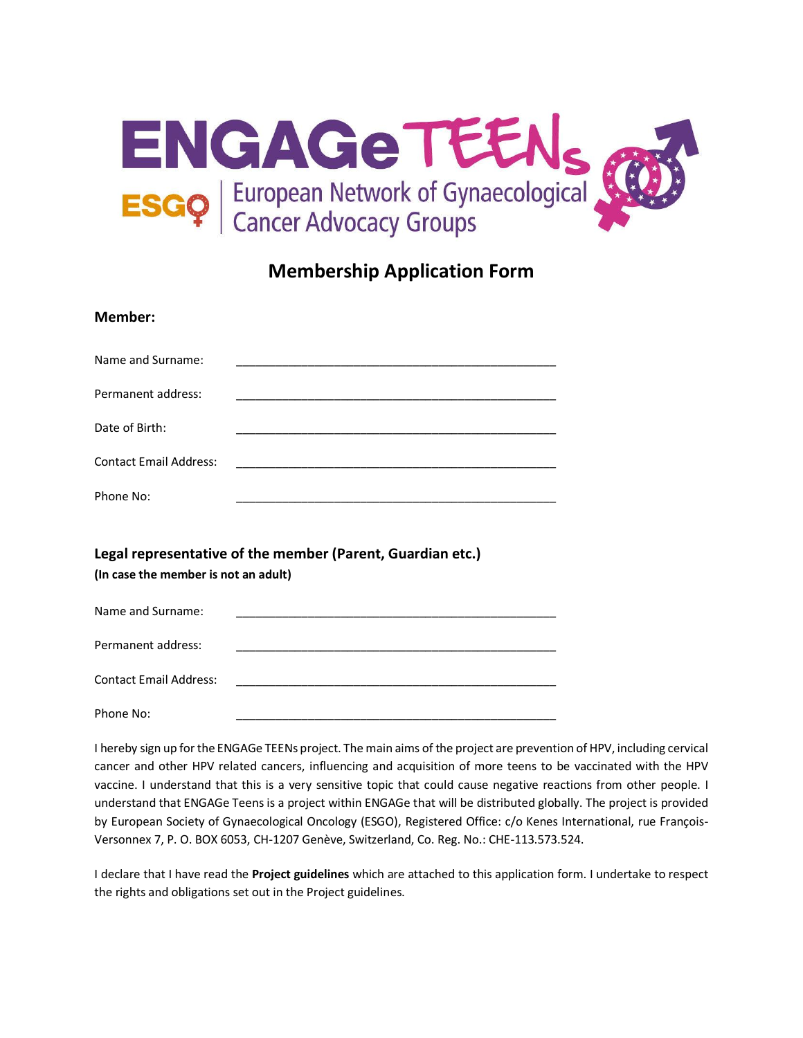# ENGAGe TEENs

ESGO | European Network of Gynaecological Cancer Advocacy Groups

## Membership Application Form

### Member:

Name and Surname: ________________________________________________

Permanent address: ________________________________________________

Date of Birth: ________________________________________________

Contact Email Address: ________________________________________________

Phone No: ________________________________________________

### Legal representative of the member (Parent, Guardian etc.)

**(In case the member is not an adult)**

Name and Surname: ________________________________________________

Permanent address: ________________________________________________

Contact Email Address: ________________________________________________

Phone No: ________________________________________________

I hereby sign up for the ENGAGe TEENs project. The main aims of the project are prevention of HPV, including cervical cancer and other HPV related cancers, influencing and acquisition of more teens to be vaccinated with the HPV vaccine. I understand that this is a very sensitive topic that could cause negative reactions from other people. I understand that ENGAGe Teens is a project within ENGAGe that will be distributed globally. The project is provided by European Society of Gynaecological Oncology (ESGO), Registered Office: c/o Kenes International, rue François-Versonnex 7, P. O. BOX 6053, CH-1207 Genève, Switzerland, Co. Reg. No.: CHE-113.573.524.

I declare that I have read the **Project guidelines** which are attached to this application form. I undertake to respect the rights and obligations set out in the Project guidelines.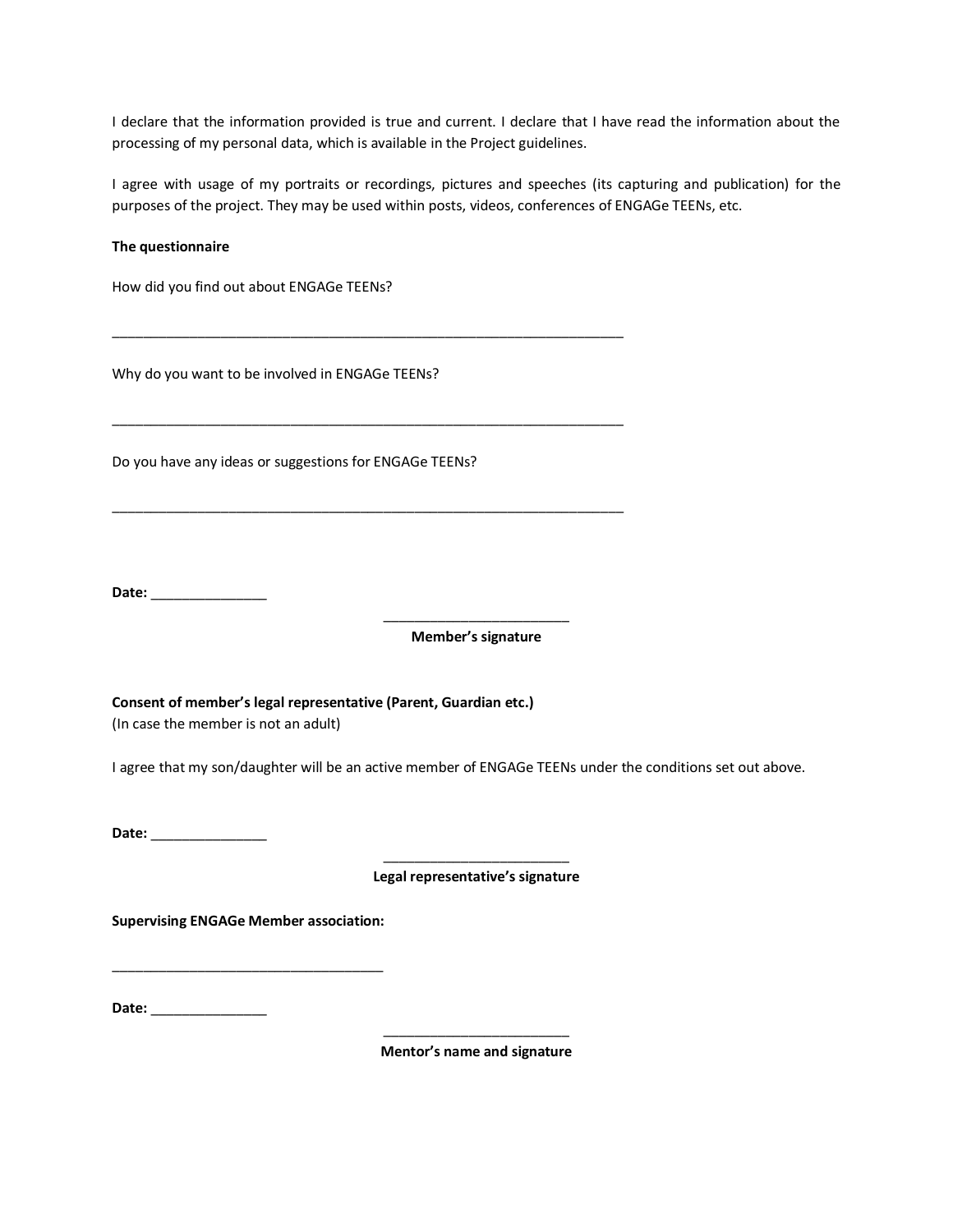I declare that the information provided is true and current. I declare that I have read the information about the processing of my personal data, which is available in the Project guidelines.

I agree with usage of my portraits or recordings, pictures and speeches (its capturing and publication) for the purposes of the project. They may be used within posts, videos, conferences of ENGAGe TEENs, etc.

**The questionnaire**

How did you find out about ENGAGe TEENs?

_______________________________________________________________________

Why do you want to be involved in ENGAGe TEENs?

_______________________________________________________________________

Do you have any ideas or suggestions for ENGAGe TEENs?

_______________________________________________________________________

**Date:** _______________

_________________________
**Member's signature**

**Consent of member's legal representative (Parent, Guardian etc.)**
(In case the member is not an adult)

I agree that my son/daughter will be an active member of ENGAGe TEENs under the conditions set out above.

**Date:** _______________

_________________________
**Legal representative's signature**

**Supervising ENGAGe Member association:**

______________________________________

**Date:** _______________

_________________________
**Mentor's name and signature**